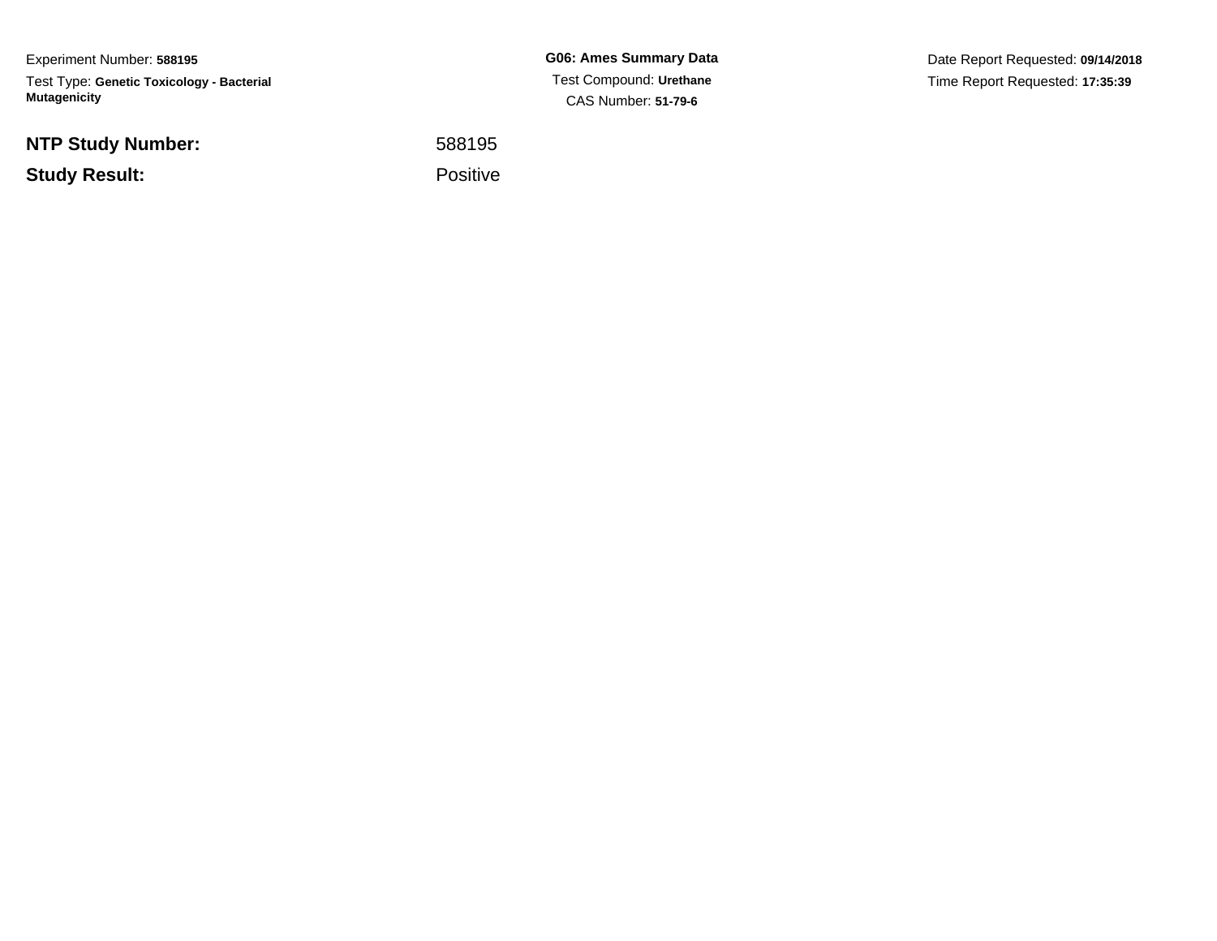Experiment Number: **588195**

Test Type: **Genetic Toxicology - Bacterial Mutagenicity**

**G06: Ames Summary Data**

Test Compound: **Urethane**

CAS Number: **51-79-6**

Date Report Requested: **09/14/2018**

Time Report Requested: **17:35:39**

| | |
|---|---|
| **NTP Study Number:** | 588195 |
| **Study Result:** | Positive |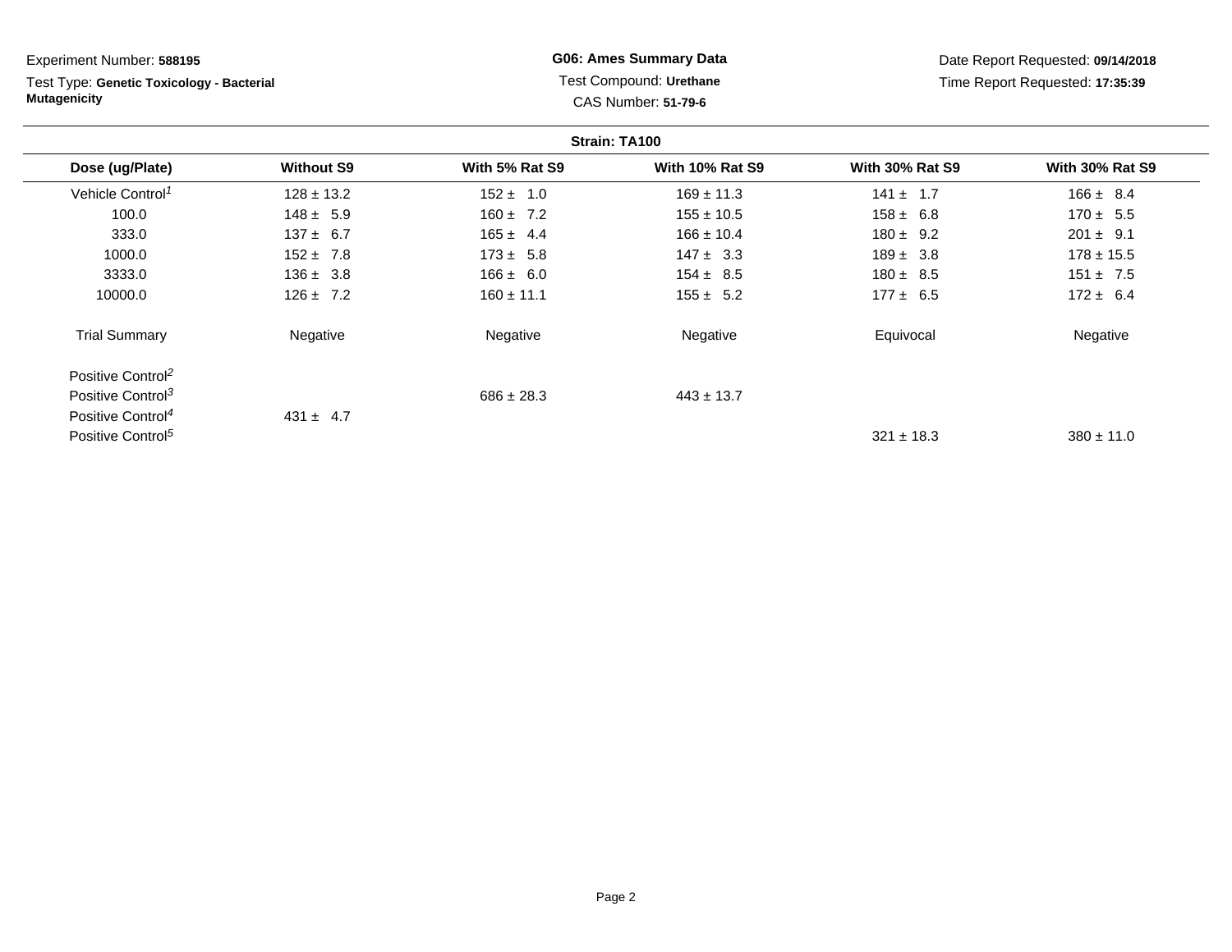Experiment Number: **588195**

Test Type: **Genetic Toxicology - Bacterial Mutagenicity**

**G06: Ames Summary Data**

Test Compound: **Urethane**

CAS Number: **51-79-6**

Date Report Requested: **09/14/2018**

Time Report Requested: **17:35:39**

**Strain: TA100**

| Dose (ug/Plate) | Without S9 | With 5% Rat S9 | With 10% Rat S9 | With 30% Rat S9 | With 30% Rat S9 |
|---|---|---|---|---|---|
| Vehicle Control[1] | 128 ± 13.2 | 152 ± 1.0 | 169 ± 11.3 | 141 ± 1.7 | 166 ± 8.4 |
| 100.0 | 148 ± 5.9 | 160 ± 7.2 | 155 ± 10.5 | 158 ± 6.8 | 170 ± 5.5 |
| 333.0 | 137 ± 6.7 | 165 ± 4.4 | 166 ± 10.4 | 180 ± 9.2 | 201 ± 9.1 |
| 1000.0 | 152 ± 7.8 | 173 ± 5.8 | 147 ± 3.3 | 189 ± 3.8 | 178 ± 15.5 |
| 3333.0 | 136 ± 3.8 | 166 ± 6.0 | 154 ± 8.5 | 180 ± 8.5 | 151 ± 7.5 |
| 10000.0 | 126 ± 7.2 | 160 ± 11.1 | 155 ± 5.2 | 177 ± 6.5 | 172 ± 6.4 |
| Trial Summary | Negative | Negative | Negative | Equivocal | Negative |
| Positive Control[2] | | | | | |
| Positive Control[3] | | 686 ± 28.3 | 443 ± 13.7 | | |
| Positive Control[4] | 431 ± 4.7 | | | | |
| Positive Control[5] | | | | 321 ± 18.3 | 380 ± 11.0 |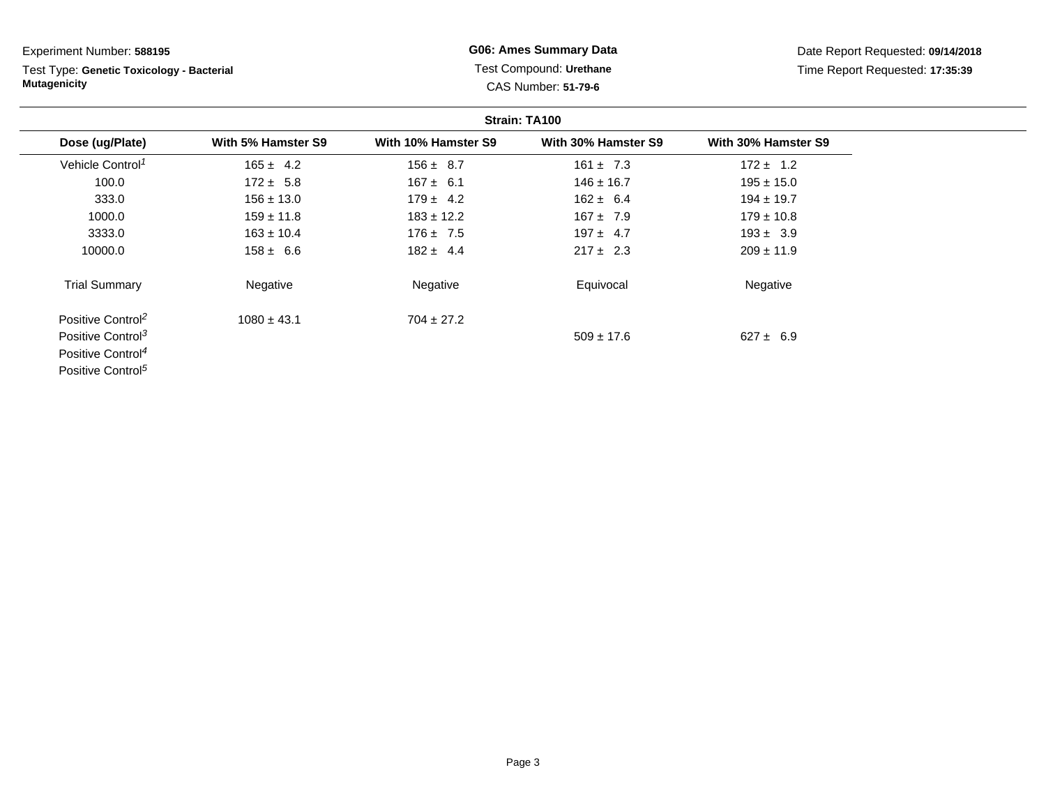Experiment Number: **588195**

Test Type: **Genetic Toxicology - Bacterial Mutagenicity**

**G06: Ames Summary Data**

Test Compound: **Urethane**

CAS Number: **51-79-6**

Date Report Requested: **09/14/2018**

Time Report Requested: **17:35:39**

**Strain: TA100**

| Dose (ug/Plate) | With 5% Hamster S9 | With 10% Hamster S9 | With 30% Hamster S9 | With 30% Hamster S9 |
|---|---|---|---|---|
| Vehicle Control[1] | 165 ± 4.2 | 156 ± 8.7 | 161 ± 7.3 | 172 ± 1.2 |
| 100.0 | 172 ± 5.8 | 167 ± 6.1 | 146 ± 16.7 | 195 ± 15.0 |
| 333.0 | 156 ± 13.0 | 179 ± 4.2 | 162 ± 6.4 | 194 ± 19.7 |
| 1000.0 | 159 ± 11.8 | 183 ± 12.2 | 167 ± 7.9 | 179 ± 10.8 |
| 3333.0 | 163 ± 10.4 | 176 ± 7.5 | 197 ± 4.7 | 193 ± 3.9 |
| 10000.0 | 158 ± 6.6 | 182 ± 4.4 | 217 ± 2.3 | 209 ± 11.9 |
| Trial Summary | Negative | Negative | Equivocal | Negative |
| Positive Control[2] | 1080 ± 43.1 | 704 ± 27.2 | | |
| Positive Control[3] | | | 509 ± 17.6 | 627 ± 6.9 |
| Positive Control[4] | | | | |
| Positive Control[5] | | | | |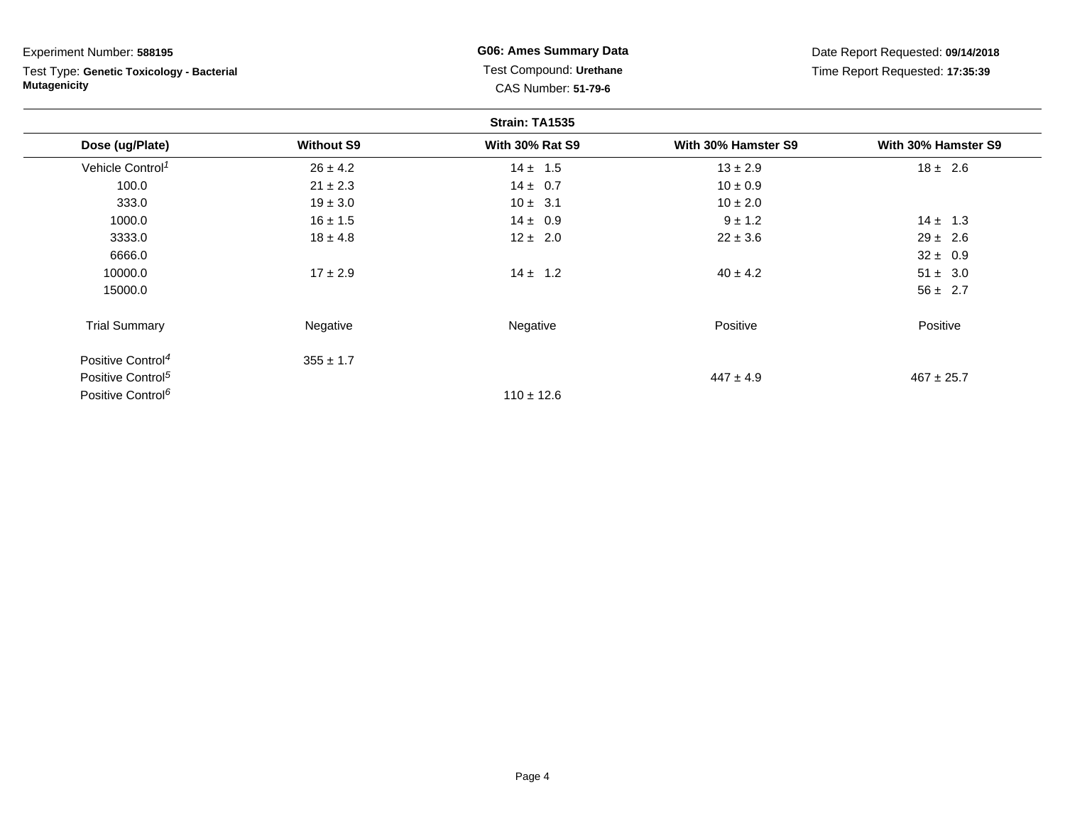Experiment Number: **588195**

Test Type: **Genetic Toxicology - Bacterial Mutagenicity**

**G06: Ames Summary Data**

Test Compound: **Urethane**

CAS Number: **51-79-6**

Date Report Requested: **09/14/2018**

Time Report Requested: **17:35:39**

**Strain: TA1535**

| Dose (ug/Plate) | Without S9 | With 30% Rat S9 | With 30% Hamster S9 | With 30% Hamster S9 |
|---|---|---|---|---|
| Vehicle Control[1] | 26 ± 4.2 | 14 ± 1.5 | 13 ± 2.9 | 18 ± 2.6 |
| 100.0 | 21 ± 2.3 | 14 ± 0.7 | 10 ± 0.9 | |
| 333.0 | 19 ± 3.0 | 10 ± 3.1 | 10 ± 2.0 | |
| 1000.0 | 16 ± 1.5 | 14 ± 0.9 | 9 ± 1.2 | 14 ± 1.3 |
| 3333.0 | 18 ± 4.8 | 12 ± 2.0 | 22 ± 3.6 | 29 ± 2.6 |
| 6666.0 | | | | 32 ± 0.9 |
| 10000.0 | 17 ± 2.9 | 14 ± 1.2 | 40 ± 4.2 | 51 ± 3.0 |
| 15000.0 | | | | 56 ± 2.7 |
| Trial Summary | Negative | Negative | Positive | Positive |
| Positive Control[4] | 355 ± 1.7 | | | |
| Positive Control[5] | | | 447 ± 4.9 | 467 ± 25.7 |
| Positive Control[6] | | 110 ± 12.6 | | |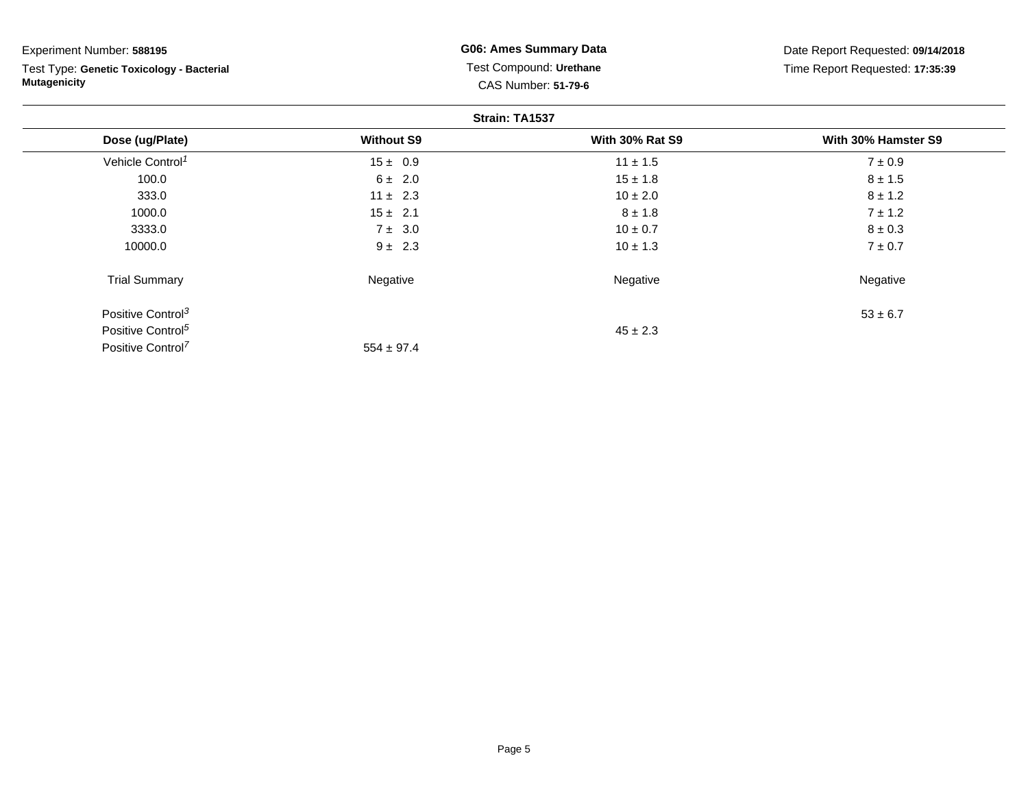Experiment Number: **588195**

Test Type: **Genetic Toxicology - Bacterial Mutagenicity**

**G06: Ames Summary Data**

Test Compound: **Urethane**

CAS Number: **51-79-6**

Date Report Requested: **09/14/2018**

Time Report Requested: **17:35:39**

**Strain: TA1537**

| Dose (ug/Plate) | Without S9 | With 30% Rat S9 | With 30% Hamster S9 |
|---|---|---|---|
| Vehicle Control[1] | 15 ± 0.9 | 11 ± 1.5 | 7 ± 0.9 |
| 100.0 | 6 ± 2.0 | 15 ± 1.8 | 8 ± 1.5 |
| 333.0 | 11 ± 2.3 | 10 ± 2.0 | 8 ± 1.2 |
| 1000.0 | 15 ± 2.1 | 8 ± 1.8 | 7 ± 1.2 |
| 3333.0 | 7 ± 3.0 | 10 ± 0.7 | 8 ± 0.3 |
| 10000.0 | 9 ± 2.3 | 10 ± 1.3 | 7 ± 0.7 |
| Trial Summary | Negative | Negative | Negative |
| Positive Control[3] | | | 53 ± 6.7 |
| Positive Control[5] | | 45 ± 2.3 | |
| Positive Control[7] | 554 ± 97.4 | | |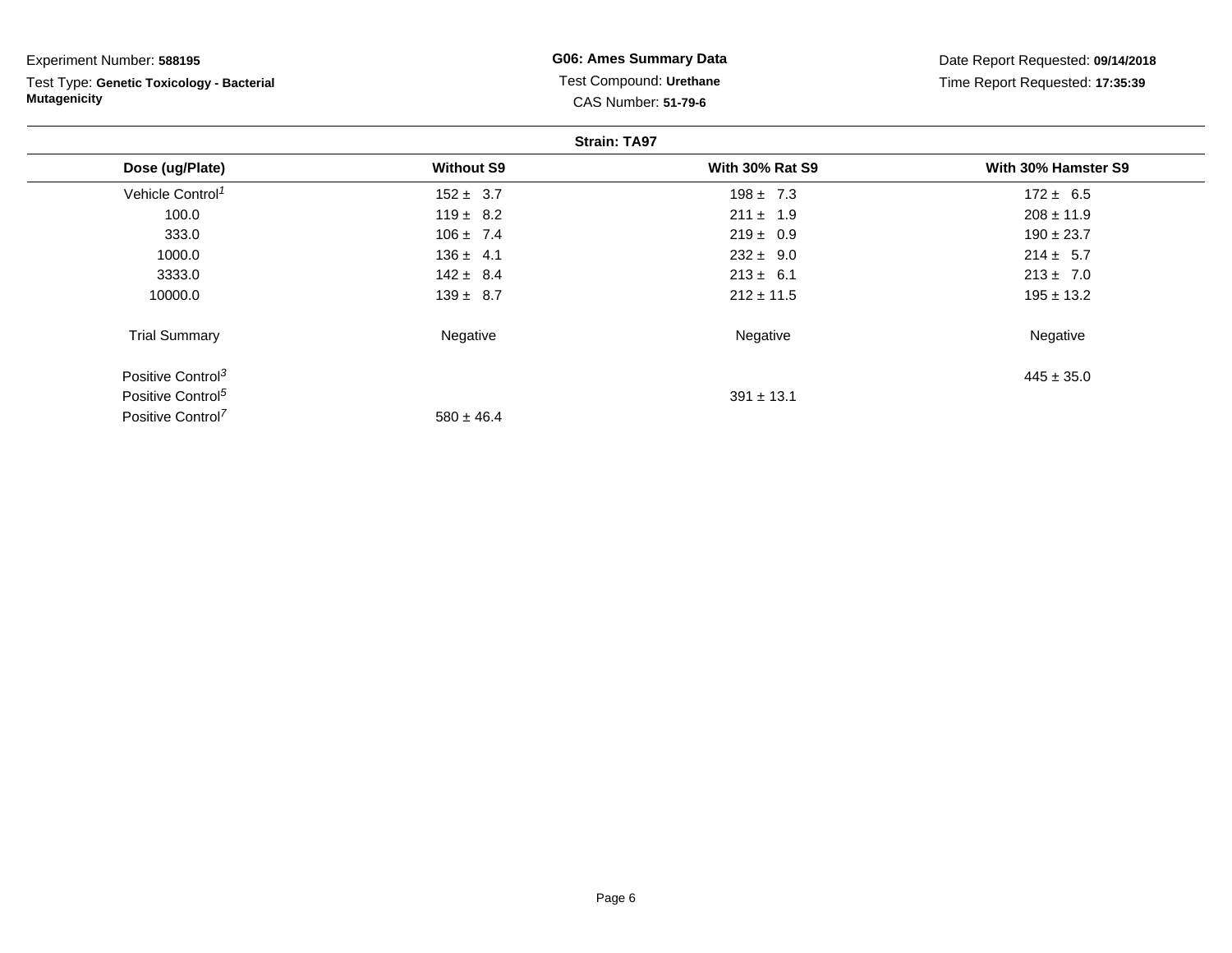Experiment Number: **588195**

Test Type: **Genetic Toxicology - Bacterial Mutagenicity**

**G06: Ames Summary Data**

Test Compound: **Urethane**

CAS Number: **51-79-6**

Date Report Requested: **09/14/2018**

Time Report Requested: **17:35:39**

**Strain: TA97**

| Dose (ug/Plate) | Without S9 | With 30% Rat S9 | With 30% Hamster S9 |
|---|---|---|---|
| Vehicle Control[1] | 152 ± 3.7 | 198 ± 7.3 | 172 ± 6.5 |
| 100.0 | 119 ± 8.2 | 211 ± 1.9 | 208 ± 11.9 |
| 333.0 | 106 ± 7.4 | 219 ± 0.9 | 190 ± 23.7 |
| 1000.0 | 136 ± 4.1 | 232 ± 9.0 | 214 ± 5.7 |
| 3333.0 | 142 ± 8.4 | 213 ± 6.1 | 213 ± 7.0 |
| 10000.0 | 139 ± 8.7 | 212 ± 11.5 | 195 ± 13.2 |
| Trial Summary | Negative | Negative | Negative |
| Positive Control[3] | | | 445 ± 35.0 |
| Positive Control[5] | | 391 ± 13.1 | |
| Positive Control[7] | 580 ± 46.4 | | |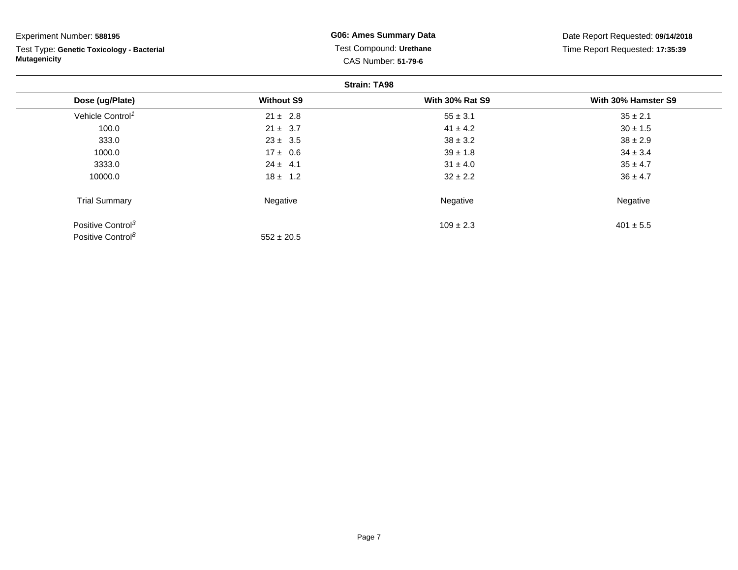Experiment Number: **588195**

Test Type: **Genetic Toxicology - Bacterial Mutagenicity**

**G06: Ames Summary Data**

Test Compound: **Urethane**

CAS Number: **51-79-6**

Date Report Requested: **09/14/2018**

Time Report Requested: **17:35:39**

**Strain: TA98**

| Dose (ug/Plate) | Without S9 | With 30% Rat S9 | With 30% Hamster S9 |
|---|---|---|---|
| Vehicle Control[1] | 21 ± 2.8 | 55 ± 3.1 | 35 ± 2.1 |
| 100.0 | 21 ± 3.7 | 41 ± 4.2 | 30 ± 1.5 |
| 333.0 | 23 ± 3.5 | 38 ± 3.2 | 38 ± 2.9 |
| 1000.0 | 17 ± 0.6 | 39 ± 1.8 | 34 ± 3.4 |
| 3333.0 | 24 ± 4.1 | 31 ± 4.0 | 35 ± 4.7 |
| 10000.0 | 18 ± 1.2 | 32 ± 2.2 | 36 ± 4.7 |
| Trial Summary | Negative | Negative | Negative |
| Positive Control[3] | | 109 ± 2.3 | 401 ± 5.5 |
| Positive Control[8] | 552 ± 20.5 | | |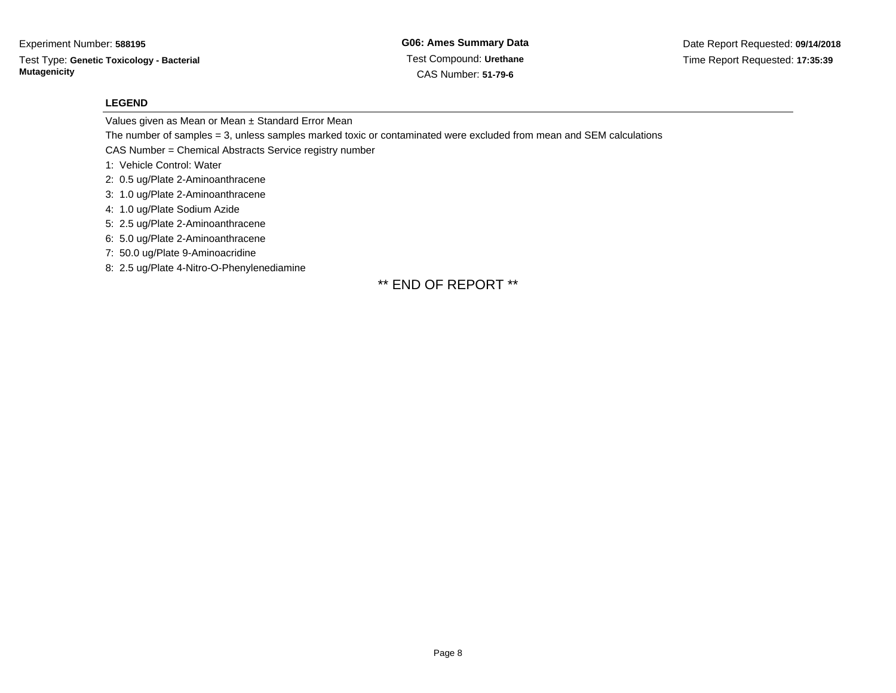Experiment Number: **588195**

Test Type: **Genetic Toxicology - Bacterial Mutagenicity**

**G06: Ames Summary Data**

Test Compound: **Urethane**

CAS Number: **51-79-6**

Date Report Requested: **09/14/2018**

Time Report Requested: **17:35:39**

**LEGEND**

Values given as Mean or Mean ± Standard Error Mean

The number of samples = 3, unless samples marked toxic or contaminated were excluded from mean and SEM calculations

CAS Number = Chemical Abstracts Service registry number

1: Vehicle Control: Water

2: 0.5 ug/Plate 2-Aminoanthracene

3: 1.0 ug/Plate 2-Aminoanthracene

4: 1.0 ug/Plate Sodium Azide

5: 2.5 ug/Plate 2-Aminoanthracene

6: 5.0 ug/Plate 2-Aminoanthracene

7: 50.0 ug/Plate 9-Aminoacridine

8: 2.5 ug/Plate 4-Nitro-O-Phenylenediamine

** END OF REPORT **